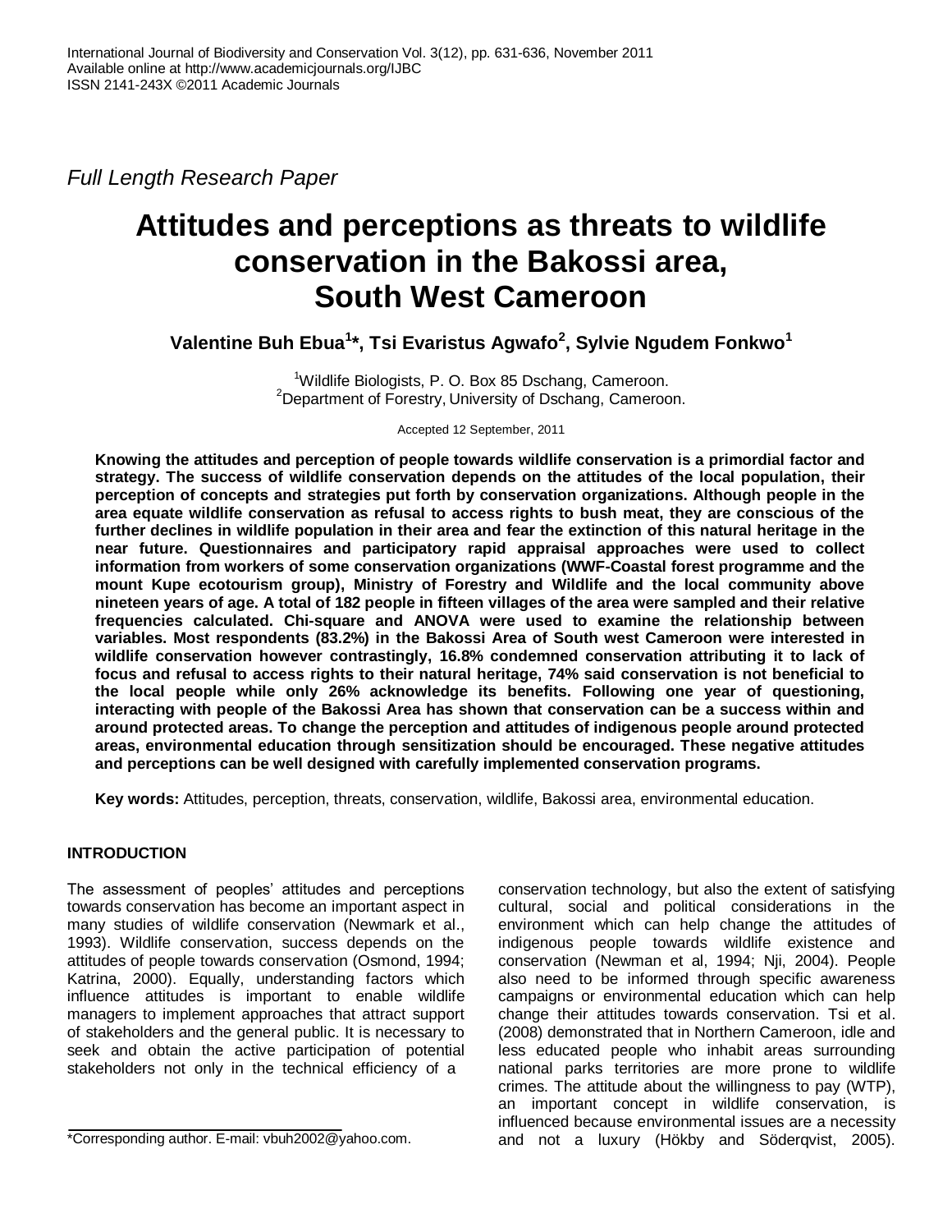*Full Length Research Paper*

# Attitudes and perceptions as threats to wildlife conservation in the Bakossi area, South West Cameroon

**Valentine Buh Ebua[1]\*, Tsi Evaristus Agwafo[2], Sylvie Ngudem Fonkwo[1]**

[1]Wildlife Biologists, P. O. Box 85 Dschang, Cameroon.
[2]Department of Forestry, University of Dschang, Cameroon.

Accepted 12 September, 2011

**Knowing the attitudes and perception of people towards wildlife conservation is a primordial factor and strategy. The success of wildlife conservation depends on the attitudes of the local population, their perception of concepts and strategies put forth by conservation organizations. Although people in the area equate wildlife conservation as refusal to access rights to bush meat, they are conscious of the further declines in wildlife population in their area and fear the extinction of this natural heritage in the near future. Questionnaires and participatory rapid appraisal approaches were used to collect information from workers of some conservation organizations (WWF-Coastal forest programme and the mount Kupe ecotourism group), Ministry of Forestry and Wildlife and the local community above nineteen years of age. A total of 182 people in fifteen villages of the area were sampled and their relative frequencies calculated. Chi-square and ANOVA were used to examine the relationship between variables. Most respondents (83.2%) in the Bakossi Area of South west Cameroon were interested in wildlife conservation however contrastingly, 16.8% condemned conservation attributing it to lack of focus and refusal to access rights to their natural heritage, 74% said conservation is not beneficial to the local people while only 26% acknowledge its benefits. Following one year of questioning, interacting with people of the Bakossi Area has shown that conservation can be a success within and around protected areas. To change the perception and attitudes of indigenous people around protected areas, environmental education through sensitization should be encouraged. These negative attitudes and perceptions can be well designed with carefully implemented conservation programs.**

**Key words:** Attitudes, perception, threats, conservation, wildlife, Bakossi area, environmental education.

## INTRODUCTION

The assessment of peoples' attitudes and perceptions towards conservation has become an important aspect in many studies of wildlife conservation (Newmark et al., 1993). Wildlife conservation, success depends on the attitudes of people towards conservation (Osmond, 1994; Katrina, 2000). Equally, understanding factors which influence attitudes is important to enable wildlife managers to implement approaches that attract support of stakeholders and the general public. It is necessary to seek and obtain the active participation of potential stakeholders not only in the technical efficiency of a conservation technology, but also the extent of satisfying cultural, social and political considerations in the environment which can help change the attitudes of indigenous people towards wildlife existence and conservation (Newman et al, 1994; Nji, 2004). People also need to be informed through specific awareness campaigns or environmental education which can help change their attitudes towards conservation. Tsi et al. (2008) demonstrated that in Northern Cameroon, idle and less educated people who inhabit areas surrounding national parks territories are more prone to wildlife crimes. The attitude about the willingness to pay (WTP), an important concept in wildlife conservation, is influenced because environmental issues are a necessity and not a luxury (Hökby and Söderqvist, 2005).

\*Corresponding author. E-mail: vbuh2002@yahoo.com.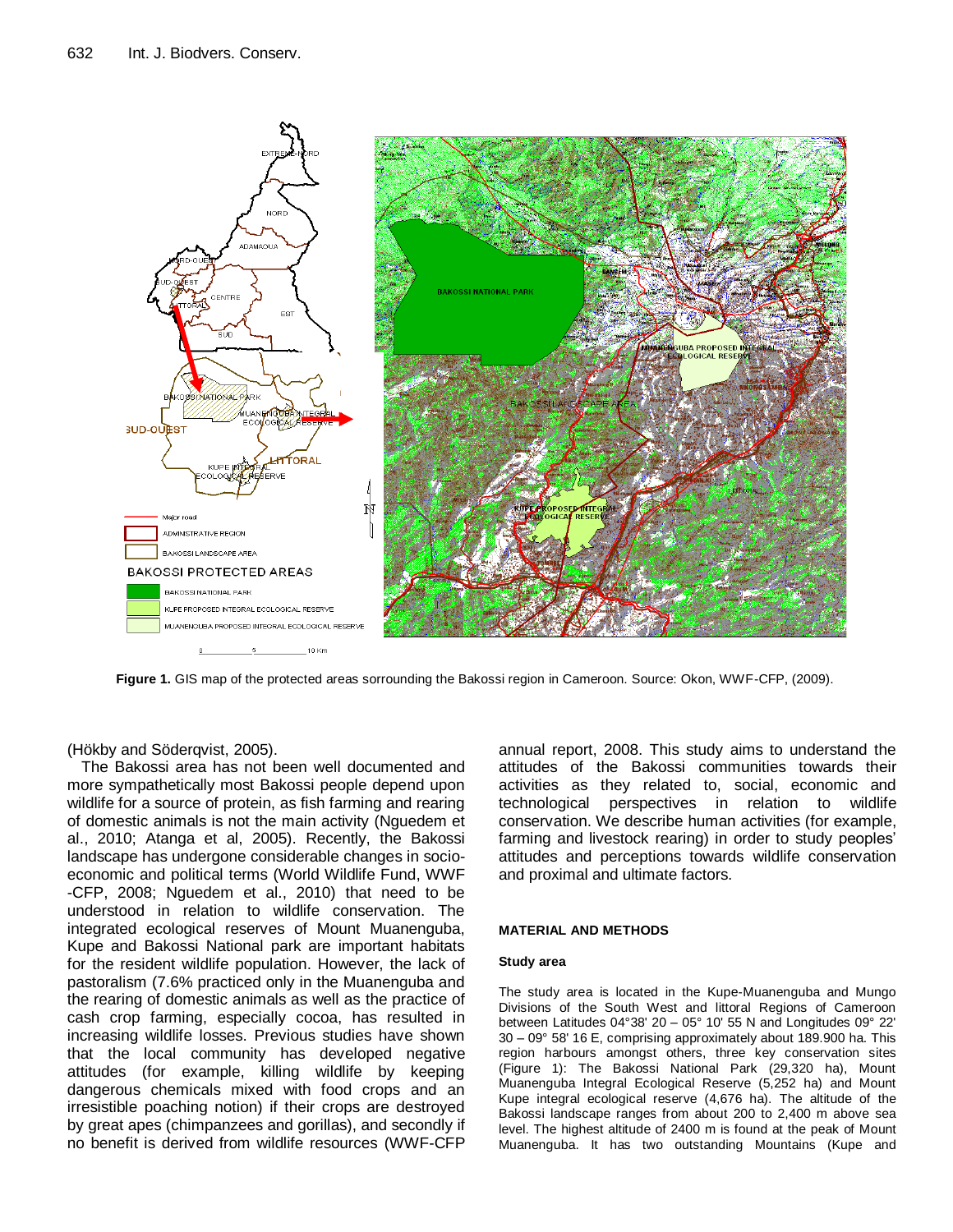**Figure 1.** GIS map of the protected areas sorrounding the Bakossi region in Cameroon. Source: Okon, WWF-CFP, (2009).

(Hökby and Söderqvist, 2005).

The Bakossi area has not been well documented and more sympathetically most Bakossi people depend upon wildlife for a source of protein, as fish farming and rearing of domestic animals is not the main activity (Nguedem et al., 2010; Atanga et al, 2005). Recently, the Bakossi landscape has undergone considerable changes in socio-economic and political terms (World Wildlife Fund, WWF -CFP, 2008; Nguedem et al., 2010) that need to be understood in relation to wildlife conservation. The integrated ecological reserves of Mount Muanenguba, Kupe and Bakossi National park are important habitats for the resident wildlife population. However, the lack of pastoralism (7.6% practiced only in the Muanenguba and the rearing of domestic animals as well as the practice of cash crop farming, especially cocoa, has resulted in increasing wildlife losses. Previous studies have shown that the local community has developed negative attitudes (for example, killing wildlife by keeping dangerous chemicals mixed with food crops and an irresistible poaching notion) if their crops are destroyed by great apes (chimpanzees and gorillas), and secondly if no benefit is derived from wildlife resources (WWF-CFP annual report, 2008. This study aims to understand the attitudes of the Bakossi communities towards their activities as they related to, social, economic and technological perspectives in relation to wildlife conservation. We describe human activities (for example, farming and livestock rearing) in order to study peoples' attitudes and perceptions towards wildlife conservation and proximal and ultimate factors.

## MATERIAL AND METHODS

### Study area

The study area is located in the Kupe-Muanenguba and Mungo Divisions of the South West and littoral Regions of Cameroon between Latitudes 04°38' 20 – 05° 10' 55 N and Longitudes 09° 22' 30 – 09° 58' 16 E, comprising approximately about 189.900 ha. This region harbours amongst others, three key conservation sites (Figure 1): The Bakossi National Park (29,320 ha), Mount Muanenguba Integral Ecological Reserve (5,252 ha) and Mount Kupe integral ecological reserve (4,676 ha). The altitude of the Bakossi landscape ranges from about 200 to 2,400 m above sea level. The highest altitude of 2400 m is found at the peak of Mount Muanenguba. It has two outstanding Mountains (Kupe and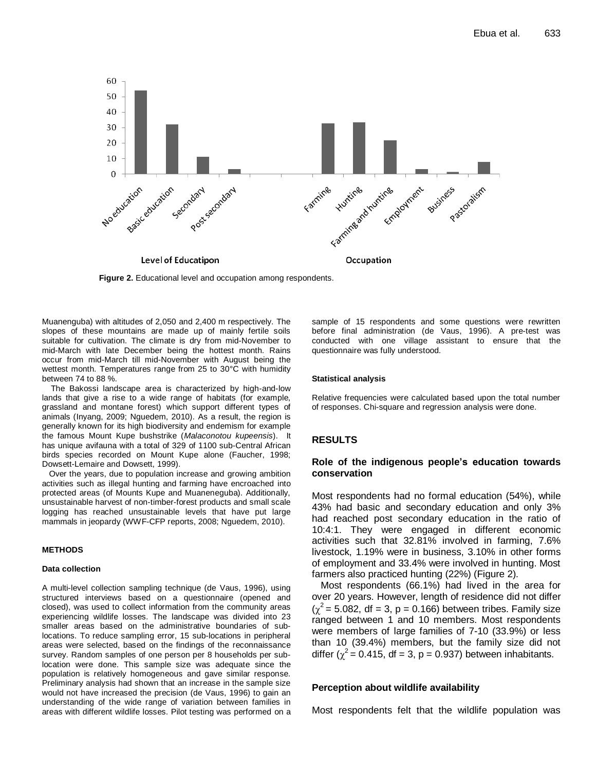Figure 2. Educational level and occupation among respondents.

Muanenguba) with altitudes of 2,050 and 2,400 m respectively. The slopes of these mountains are made up of mainly fertile soils suitable for cultivation. The climate is dry from mid-November to mid-March with late December being the hottest month. Rains occur from mid-March till mid-November with August being the wettest month. Temperatures range from 25 to 30°C with humidity between 74 to 88 %.

The Bakossi landscape area is characterized by high-and-low lands that give a rise to a wide range of habitats (for example, grassland and montane forest) which support different types of animals (Inyang, 2009; Nguedem, 2010). As a result, the region is generally known for its high biodiversity and endemism for example the famous Mount Kupe bushstrike (*Malaconotou kupeensis*). It has unique avifauna with a total of 329 of 1100 sub-Central African birds species recorded on Mount Kupe alone (Faucher, 1998; Dowsett-Lemaire and Dowsett, 1999).

Over the years, due to population increase and growing ambition activities such as illegal hunting and farming have encroached into protected areas (of Mounts Kupe and Muaneneguba). Additionally, unsustainable harvest of non-timber-forest products and small scale logging has reached unsustainable levels that have put large mammals in jeopardy (WWF-CFP reports, 2008; Nguedem, 2010).

## METHODS

### Data collection

A multi-level collection sampling technique (de Vaus, 1996), using structured interviews based on a questionnaire (opened and closed), was used to collect information from the community areas experiencing wildlife losses. The landscape was divided into 23 smaller areas based on the administrative boundaries of sub-locations. To reduce sampling error, 15 sub-locations in peripheral areas were selected, based on the findings of the reconnaissance survey. Random samples of one person per 8 households per sub-location were done. This sample size was adequate since the population is relatively homogeneous and gave similar response. Preliminary analysis had shown that an increase in the sample size would not have increased the precision (de Vaus, 1996) to gain an understanding of the wide range of variation between families in areas with different wildlife losses. Pilot testing was performed on a sample of 15 respondents and some questions were rewritten before final administration (de Vaus, 1996). A pre-test was conducted with one village assistant to ensure that the questionnaire was fully understood.

### Statistical analysis

Relative frequencies were calculated based upon the total number of responses. Chi-square and regression analysis were done.

## RESULTS

### Role of the indigenous people's education towards conservation

Most respondents had no formal education (54%), while 43% had basic and secondary education and only 3% had reached post secondary education in the ratio of 10:4:1. They were engaged in different economic activities such that 32.81% involved in farming, 7.6% livestock, 1.19% were in business, 3.10% in other forms of employment and 33.4% were involved in hunting. Most farmers also practiced hunting (22%) (Figure 2).

Most respondents (66.1%) had lived in the area for over 20 years. However, length of residence did not differ ($\chi^2 = 5.082$, df = 3, p = 0.166) between tribes. Family size ranged between 1 and 10 members. Most respondents were members of large families of 7-10 (33.9%) or less than 10 (39.4%) members, but the family size did not differ ($\chi^2 = 0.415$, df = 3, p = 0.937) between inhabitants.

### Perception about wildlife availability

Most respondents felt that the wildlife population was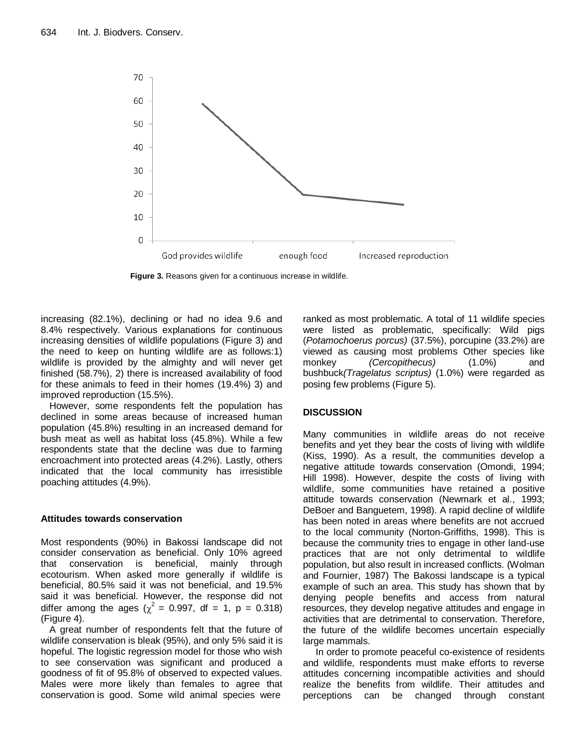Figure 3. Reasons given for a continuous increase in wildlife.

increasing (82.1%), declining or had no idea 9.6 and 8.4% respectively. Various explanations for continuous increasing densities of wildlife populations (Figure 3) and the need to keep on hunting wildlife are as follows:1) wildlife is provided by the almighty and will never get finished (58.7%), 2) there is increased availability of food for these animals to feed in their homes (19.4%) 3) and improved reproduction (15.5%).

However, some respondents felt the population has declined in some areas because of increased human population (45.8%) resulting in an increased demand for bush meat as well as habitat loss (45.8%). While a few respondents state that the decline was due to farming encroachment into protected areas (4.2%). Lastly, others indicated that the local community has irresistible poaching attitudes (4.9%).

### Attitudes towards conservation

Most respondents (90%) in Bakossi landscape did not consider conservation as beneficial. Only 10% agreed that conservation is beneficial, mainly through ecotourism. When asked more generally if wildlife is beneficial, 80.5% said it was not beneficial, and 19.5% said it was beneficial. However, the response did not differ among the ages ($\chi^2$ = 0.997, df = 1, p = 0.318) (Figure 4).

A great number of respondents felt that the future of wildlife conservation is bleak (95%), and only 5% said it is hopeful. The logistic regression model for those who wish to see conservation was significant and produced a goodness of fit of 95.8% of observed to expected values. Males were more likely than females to agree that conservation is good. Some wild animal species were ranked as most problematic. A total of 11 wildlife species were listed as problematic, specifically: Wild pigs (*Potamochoerus porcus)* (37.5%), porcupine (33.2%) are viewed as causing most problems Other species like monkey *(Cercopithecus)* (1.0%) and bushbuck*(Tragelatus scriptus)* (1.0%) were regarded as posing few problems (Figure 5).

## DISCUSSION

Many communities in wildlife areas do not receive benefits and yet they bear the costs of living with wildlife (Kiss, 1990). As a result, the communities develop a negative attitude towards conservation (Omondi, 1994; Hill 1998). However, despite the costs of living with wildlife, some communities have retained a positive attitude towards conservation (Newmark et al., 1993; DeBoer and Banguetem, 1998). A rapid decline of wildlife has been noted in areas where benefits are not accrued to the local community (Norton-Griffiths, 1998). This is because the community tries to engage in other land-use practices that are not only detrimental to wildlife population, but also result in increased conflicts. (Wolman and Fournier, 1987) The Bakossi landscape is a typical example of such an area. This study has shown that by denying people benefits and access from natural resources, they develop negative attitudes and engage in activities that are detrimental to conservation. Therefore, the future of the wildlife becomes uncertain especially large mammals.

In order to promote peaceful co-existence of residents and wildlife, respondents must make efforts to reverse attitudes concerning incompatible activities and should realize the benefits from wildlife. Their attitudes and perceptions can be changed through constant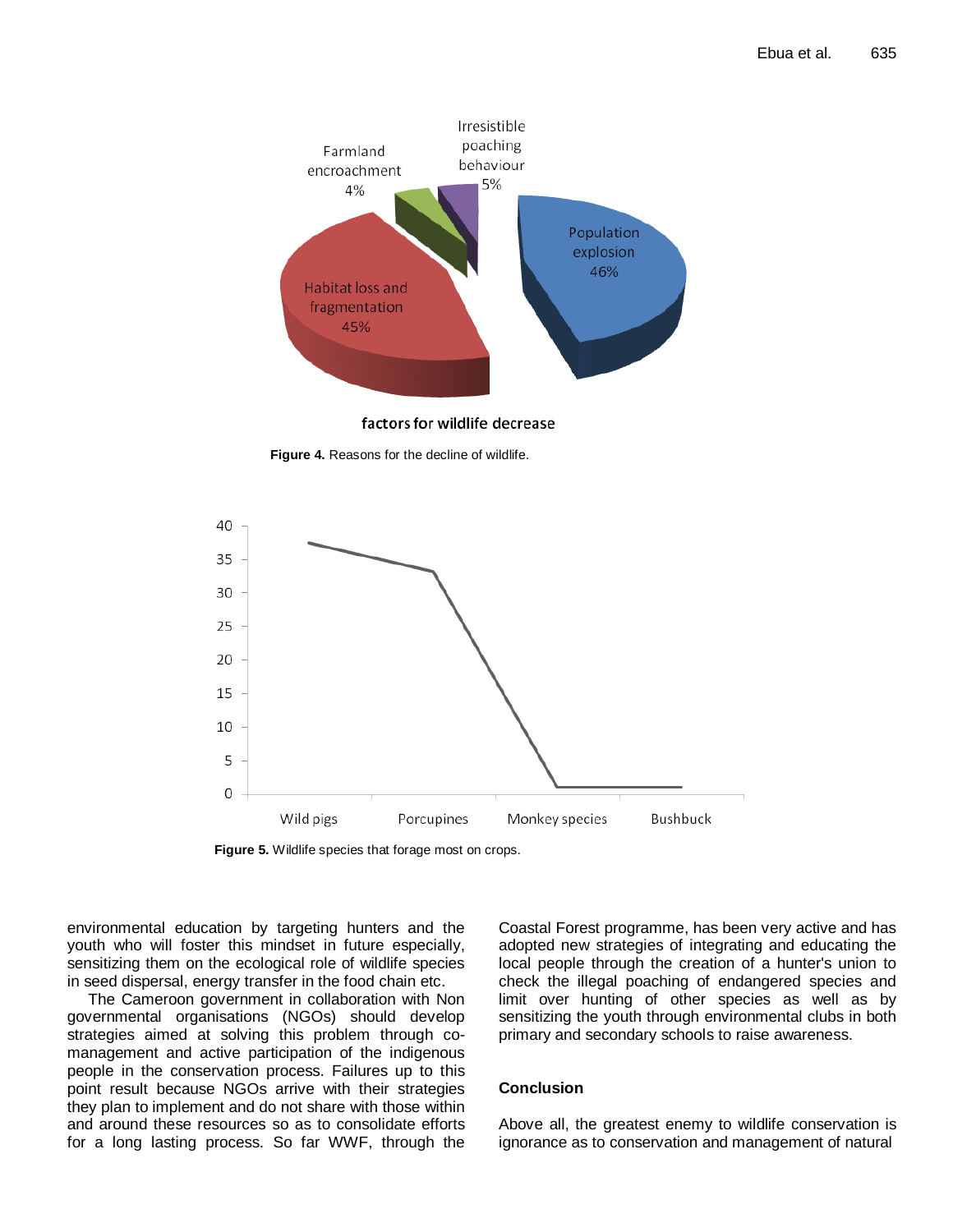factors for wildlife decrease

**Figure 4.** Reasons for the decline of wildlife.

**Figure 5.** Wildlife species that forage most on crops.

environmental education by targeting hunters and the youth who will foster this mindset in future especially, sensitizing them on the ecological role of wildlife species in seed dispersal, energy transfer in the food chain etc.

The Cameroon government in collaboration with Non governmental organisations (NGOs) should develop strategies aimed at solving this problem through co-management and active participation of the indigenous people in the conservation process. Failures up to this point result because NGOs arrive with their strategies they plan to implement and do not share with those within and around these resources so as to consolidate efforts for a long lasting process. So far WWF, through the Coastal Forest programme, has been very active and has adopted new strategies of integrating and educating the local people through the creation of a hunter's union to check the illegal poaching of endangered species and limit over hunting of other species as well as by sensitizing the youth through environmental clubs in both primary and secondary schools to raise awareness.

## Conclusion

Above all, the greatest enemy to wildlife conservation is ignorance as to conservation and management of natural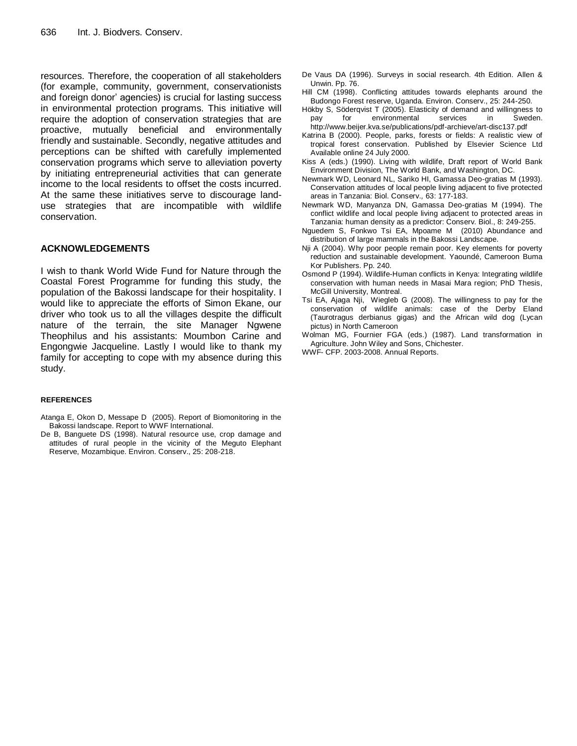resources. Therefore, the cooperation of all stakeholders (for example, community, government, conservationists and foreign donor' agencies) is crucial for lasting success in environmental protection programs. This initiative will require the adoption of conservation strategies that are proactive, mutually beneficial and environmentally friendly and sustainable. Secondly, negative attitudes and perceptions can be shifted with carefully implemented conservation programs which serve to alleviation poverty by initiating entrepreneurial activities that can generate income to the local residents to offset the costs incurred. At the same these initiatives serve to discourage land-use strategies that are incompatible with wildlife conservation.

## ACKNOWLEDGEMENTS

I wish to thank World Wide Fund for Nature through the Coastal Forest Programme for funding this study, the population of the Bakossi landscape for their hospitality. I would like to appreciate the efforts of Simon Ekane, our driver who took us to all the villages despite the difficult nature of the terrain, the site Manager Ngwene Theophilus and his assistants: Moumbon Carine and Engongwie Jacqueline. Lastly I would like to thank my family for accepting to cope with my absence during this study.

## REFERENCES

Atanga E, Okon D, Messape D (2005). Report of Biomonitoring in the Bakossi landscape. Report to WWF International.

De B, Banguete DS (1998). Natural resource use, crop damage and attitudes of rural people in the vicinity of the Meguto Elephant Reserve, Mozambique. Environ. Conserv., 25: 208-218.

De Vaus DA (1996). Surveys in social research. 4th Edition. Allen & Unwin. Pp. 76.

Hill CM (1998). Conflicting attitudes towards elephants around the Budongo Forest reserve, Uganda. Environ. Conserv., 25: 244-250.

Hökby S, Söderqvist T (2005). Elasticity of demand and willingness to pay for environmental services in Sweden. http://www.beijer.kva.se/publications/pdf-archieve/art-disc137.pdf

Katrina B (2000). People, parks, forests or fields: A realistic view of tropical forest conservation. Published by Elsevier Science Ltd Available online 24 July 2000.

Kiss A (eds.) (1990). Living with wildlife, Draft report of World Bank Environment Division, The World Bank, and Washington, DC.

Newmark WD, Leonard NL, Sariko HI, Gamassa Deo-gratias M (1993). Conservation attitudes of local people living adjacent to five protected areas in Tanzania: Biol. Conserv., 63: 177-183.

Newmark WD, Manyanza DN, Gamassa Deo-gratias M (1994). The conflict wildlife and local people living adjacent to protected areas in Tanzania: human density as a predictor: Conserv. Biol., 8: 249-255.

Nguedem S, Fonkwo Tsi EA, Mpoame M (2010) Abundance and distribution of large mammals in the Bakossi Landscape.

Nji A (2004). Why poor people remain poor. Key elements for poverty reduction and sustainable development. Yaoundé, Cameroon Buma Kor Publishers. Pp. 240.

Osmond P (1994). Wildlife-Human conflicts in Kenya: Integrating wildlife conservation with human needs in Masai Mara region; PhD Thesis, McGill University, Montreal.

Tsi EA, Ajaga Nji, Wiegleb G (2008). The willingness to pay for the conservation of wildlife animals: case of the Derby Eland (Taurotragus derbianus gigas) and the African wild dog (Lycan pictus) in North Cameroon

Wolman MG, Fournier FGA (eds.) (1987). Land transformation in Agriculture. John Wiley and Sons, Chichester.

WWF- CFP. 2003-2008. Annual Reports.